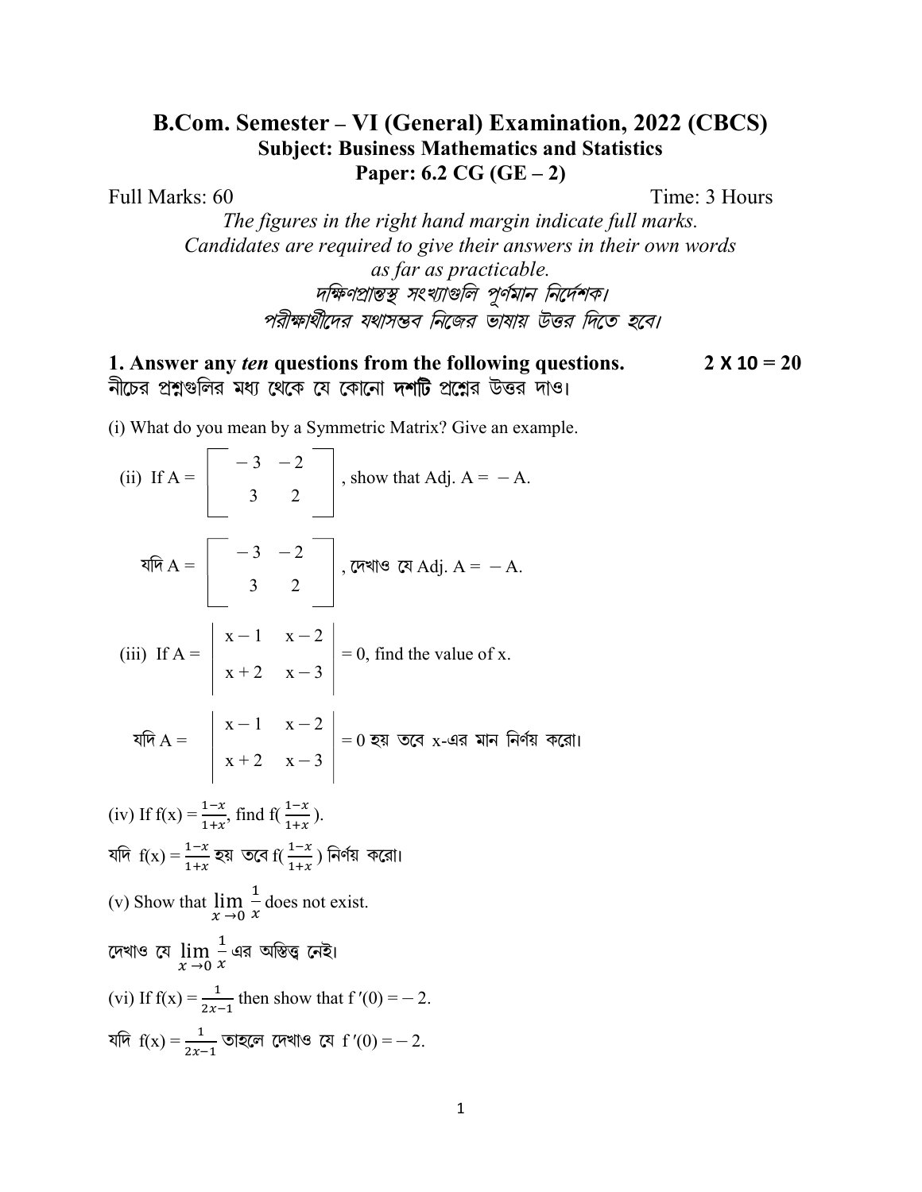# B.Com. Semester – VI (General) Examination, 2022 (CBCS)

## Subject: Business Mathematics and Statistics

## Paper: 6.2 CG (GE – 2)

Full Marks: 60 Time: 3 Hours

*The figures in the right hand margin indicate full marks.*
*Candidates are required to give their answers in their own words as far as practicable.*

*দক্ষিণপ্রান্তস্থ সংখ্যাগুলি পূর্ণমান নির্দেশক।*
*পরীক্ষার্থীদের যথাসম্ভব নিজের ভাষায় উত্তর দিতে হবে।*

**1. Answer any *ten* questions from the following questions.** **2 X 10 = 20**

**নীচের প্রশ্নগুলির মধ্য থেকে যে কোনো দশটি প্রশ্নের উত্তর দাও।**

(i) What do you mean by a Symmetric Matrix? Give an example.

(ii) If $A = \begin{bmatrix} -3 & -2 \\ 3 & 2 \end{bmatrix}$, show that Adj. $A = -A$.

যদি $A = \begin{bmatrix} -3 & -2 \\ 3 & 2 \end{bmatrix}$, দেখাও যে Adj. $A = -A$.

(iii) If $A = \begin{vmatrix} x-1 & x-2 \\ x+2 & x-3 \end{vmatrix} = 0$, find the value of x.

যদি $A = \begin{vmatrix} x-1 & x-2 \\ x+2 & x-3 \end{vmatrix} = 0$ হয় তবে x-এর মান নির্ণয় করো।

(iv) If $f(x) = \frac{1-x}{1+x}$, find $f(\frac{1-x}{1+x})$.

যদি $f(x) = \frac{1-x}{1+x}$ হয় তবে $f(\frac{1-x}{1+x})$ নির্ণয় করো।

(v) Show that $\lim_{x \to 0} \frac{1}{x}$ does not exist.

দেখাও যে $\lim_{x \to 0} \frac{1}{x}$ এর অস্তিত্ব নেই।

(vi) If $f(x) = \frac{1}{2x-1}$ then show that $f'(0) = -2$.

যদি $f(x) = \frac{1}{2x-1}$ তাহলে দেখাও যে $f'(0) = -2$.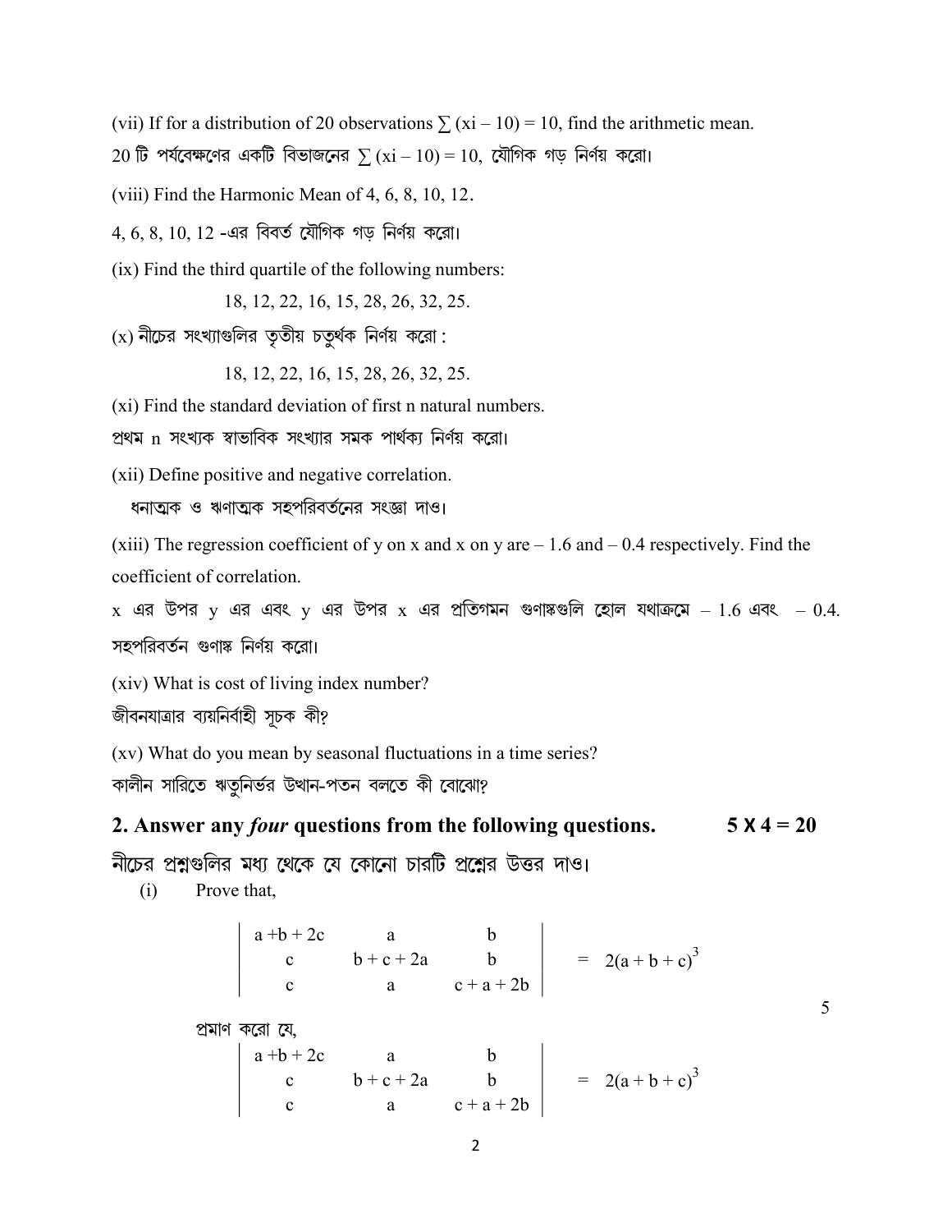(vii) If for a distribution of 20 observations $\sum (xi - 10) = 10$, find the arithmetic mean.

20 টি পর্যবেক্ষণের একটি বিভাজনের $\sum (xi - 10) = 10$, যৌগিক গড় নির্ণয় করো।

(viii) Find the Harmonic Mean of 4, 6, 8, 10, 12.

4, 6, 8, 10, 12 -এর বিবর্ত যৌগিক গড় নির্ণয় করো।

(ix) Find the third quartile of the following numbers:

18, 12, 22, 16, 15, 28, 26, 32, 25.

(x) নীচের সংখ্যাগুলির তৃতীয় চতুর্থক নির্ণয় করো :

18, 12, 22, 16, 15, 28, 26, 32, 25.

(xi) Find the standard deviation of first n natural numbers.

প্রথম n সংখ্যক স্বাভাবিক সংখ্যার সমক পার্থক্য নির্ণয় করো।

(xii) Define positive and negative correlation.

ধনাত্মক ও ঋণাত্মক সহপরিবর্তনের সংজ্ঞা দাও।

(xiii) The regression coefficient of y on x and x on y are – 1.6 and – 0.4 respectively. Find the coefficient of correlation.

x এর উপর y এর এবং y এর উপর x এর প্রতিগমন গুণাঙ্কগুলি হোল যথাক্রমে – 1.6 এবং – 0.4. সহপরিবর্তন গুণাঙ্ক নির্ণয় করো।

(xiv) What is cost of living index number?

জীবনযাত্রার ব্যয়নির্বাহী সূচক কী?

(xv) What do you mean by seasonal fluctuations in a time series?

কালীন সারিতে ঋতুনির্ভর উত্থান-পতন বলতে কী বোঝো?

## 2. Answer any *four* questions from the following questions. 5 X 4 = 20

নীচের প্রশ্নগুলির মধ্য থেকে যে কোনো চারটি প্রশ্নের উত্তর দাও।

(i) Prove that,

$$\begin{vmatrix} a+b+2c & a & b \\ c & b+c+2a & b \\ c & a & c+a+2b \end{vmatrix} = 2(a+b+c)^3$$

5

প্রমাণ করো যে,

$$\begin{vmatrix} a+b+2c & a & b \\ c & b+c+2a & b \\ c & a & c+a+2b \end{vmatrix} = 2(a+b+c)^3$$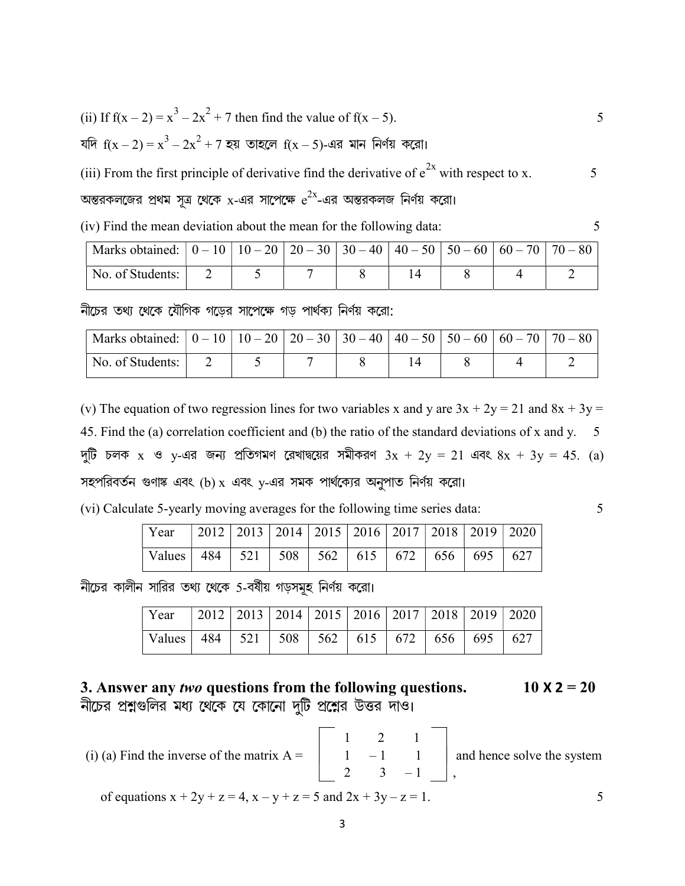(ii) If $f(x - 2) = x^3 - 2x^2 + 7$ then find the value of $f(x - 5)$. 5

যদি $f(x - 2) = x^3 - 2x^2 + 7$ হয় তাহলে $f(x - 5)$-এর মান নির্ণয় করো।

(iii) From the first principle of derivative find the derivative of $e^{2x}$ with respect to x. 5

অন্তরকলজের প্রথম সূত্র থেকে x-এর সাপেক্ষে $e^{2x}$-এর অন্তরকলজ নির্ণয় করো।

(iv) Find the mean deviation about the mean for the following data: 5

| Marks obtained: | 0 – 10 | 10 – 20 | 20 – 30 | 30 – 40 | 40 – 50 | 50 – 60 | 60 – 70 | 70 – 80 |
|---|---|---|---|---|---|---|---|---|
| No. of Students: | 2 | 5 | 7 | 8 | 14 | 8 | 4 | 2 |

নীচের তথ্য থেকে যৌগিক গড়ের সাপেক্ষে গড় পার্থক্য নির্ণয় করো:

| Marks obtained: | 0 – 10 | 10 – 20 | 20 – 30 | 30 – 40 | 40 – 50 | 50 – 60 | 60 – 70 | 70 – 80 |
|---|---|---|---|---|---|---|---|---|
| No. of Students: | 2 | 5 | 7 | 8 | 14 | 8 | 4 | 2 |

(v) The equation of two regression lines for two variables x and y are $3x + 2y = 21$ and $8x + 3y = 45$. Find the (a) correlation coefficient and (b) the ratio of the standard deviations of x and y. 5

দুটি চলক x ও y-এর জন্য প্রতিগমণ রেখাদ্বয়ের সমীকরণ $3x + 2y = 21$ এবং $8x + 3y = 45$. (a) সহপরিবর্তন গুণাঙ্ক এবং (b) x এবং y-এর সমক পার্থক্যের অনুপাত নির্ণয় করো।

(vi) Calculate 5-yearly moving averages for the following time series data: 5

| Year | 2012 | 2013 | 2014 | 2015 | 2016 | 2017 | 2018 | 2019 | 2020 |
|---|---|---|---|---|---|---|---|---|---|
| Values | 484 | 521 | 508 | 562 | 615 | 672 | 656 | 695 | 627 |

নীচের কালীন সারির তথ্য থেকে 5-বর্ষীয় গড়সমূহ নির্ণয় করো।

| Year | 2012 | 2013 | 2014 | 2015 | 2016 | 2017 | 2018 | 2019 | 2020 |
|---|---|---|---|---|---|---|---|---|---|
| Values | 484 | 521 | 508 | 562 | 615 | 672 | 656 | 695 | 627 |

## 3. Answer any *two* questions from the following questions. 10 X 2 = 20

**নীচের প্রশ্নগুলির মধ্য থেকে যে কোনো দুটি প্রশ্নের উত্তর দাও।**

(i) (a) Find the inverse of the matrix $A = \begin{bmatrix} 1 & 2 & 1 \\ 1 & -1 & 1 \\ 2 & 3 & -1 \end{bmatrix}$, and hence solve the system of equations $x + 2y + z = 4$, $x - y + z = 5$ and $2x + 3y - z = 1$. 5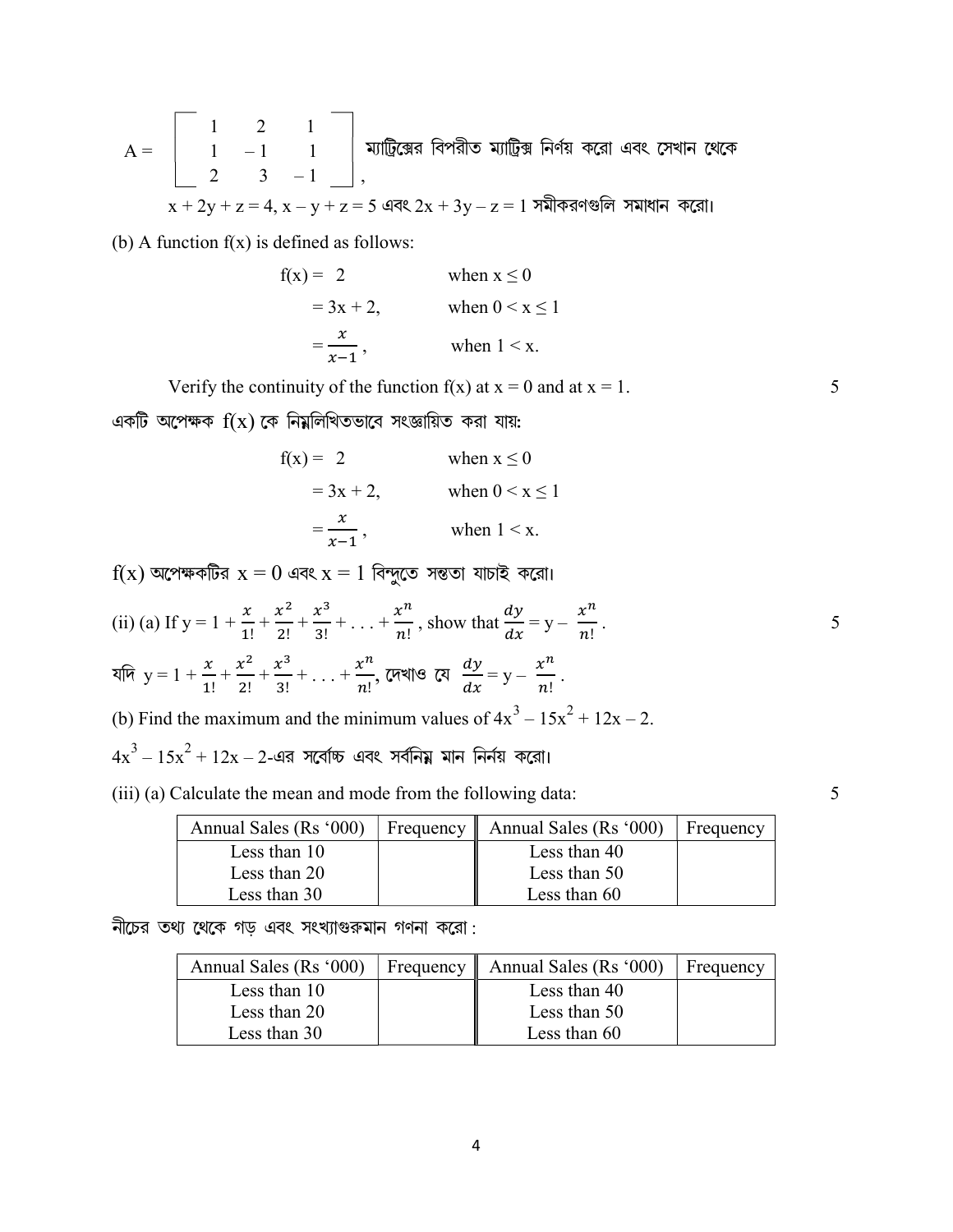$$A = \begin{bmatrix} 1 & 2 & 1 \\ 1 & -1 & 1 \\ 2 & 3 & -1 \end{bmatrix},$$ ম্যাট্রিক্সের বিপরীত ম্যাট্রিক্স নির্ণয় করো এবং সেখান থেকে

$x + 2y + z = 4$, $x - y + z = 5$ এবং $2x + 3y - z = 1$ সমীকরণগুলি সমাধান করো।

(b) A function f(x) is defined as follows:

$$f(x) = \begin{cases} 2 & \text{when } x \leq 0 \\ 3x + 2, & \text{when } 0 < x \leq 1 \\ \dfrac{x}{x-1}, & \text{when } 1 < x. \end{cases}$$

Verify the continuity of the function f(x) at $x = 0$ and at $x = 1$. 5

একটি অপেক্ষক f(x) কে নিম্নলিখিতভাবে সংজ্ঞায়িত করা যায়:

$$f(x) = \begin{cases} 2 & \text{when } x \leq 0 \\ 3x + 2, & \text{when } 0 < x \leq 1 \\ \dfrac{x}{x-1}, & \text{when } 1 < x. \end{cases}$$

f(x) অপেক্ষকটির $x = 0$ এবং $x = 1$ বিন্দুতে সন্ততা যাচাই করো।

(ii) (a) If $y = 1 + \frac{x}{1!} + \frac{x^2}{2!} + \frac{x^3}{3!} + \ldots + \frac{x^n}{n!}$, show that $\frac{dy}{dx} = y - \frac{x^n}{n!}$. 5

যদি $y = 1 + \frac{x}{1!} + \frac{x^2}{2!} + \frac{x^3}{3!} + \ldots + \frac{x^n}{n!}$, দেখাও যে $\frac{dy}{dx} = y - \frac{x^n}{n!}$.

(b) Find the maximum and the minimum values of $4x^3 - 15x^2 + 12x - 2$.

$4x^3 - 15x^2 + 12x - 2$-এর সর্বোচ্চ এবং সর্বনিম্ন মান নির্ণয় করো।

(iii) (a) Calculate the mean and mode from the following data: 5

| Annual Sales (Rs '000) | Frequency | Annual Sales (Rs '000) | Frequency |
|---|---|---|---|
| Less than 10 | | Less than 40 | |
| Less than 20 | | Less than 50 | |
| Less than 30 | | Less than 60 | |

নীচের তথ্য থেকে গড় এবং সংখ্যাগুরুমান গণনা করো :

| Annual Sales (Rs '000) | Frequency | Annual Sales (Rs '000) | Frequency |
|---|---|---|---|
| Less than 10 | | Less than 40 | |
| Less than 20 | | Less than 50 | |
| Less than 30 | | Less than 60 | |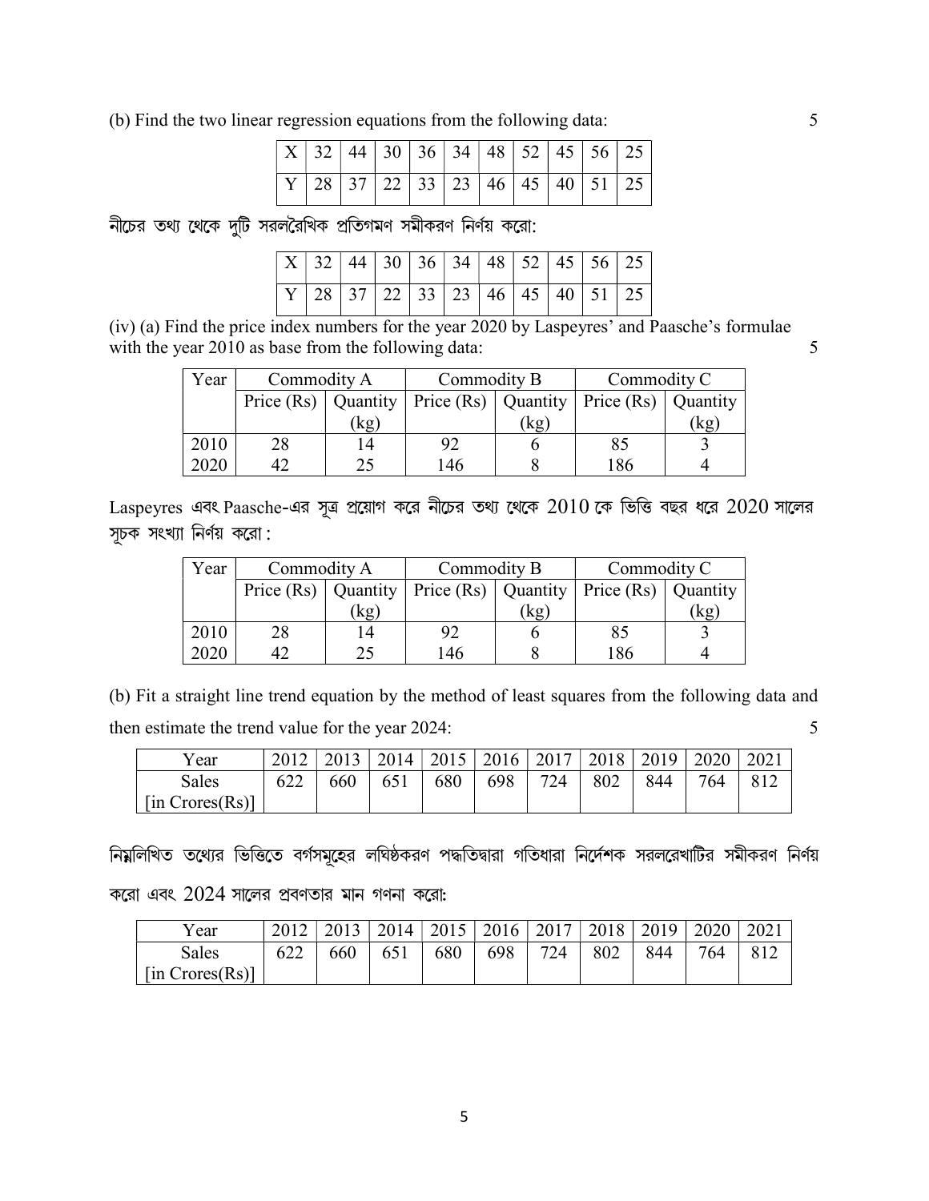(b) Find the two linear regression equations from the following data: 5

| | | | | | | | | | | |
|---|---|---|---|---|---|---|---|---|---|---|
| X | 32 | 44 | 30 | 36 | 34 | 48 | 52 | 45 | 56 | 25 |
| Y | 28 | 37 | 22 | 33 | 23 | 46 | 45 | 40 | 51 | 25 |

নীচের তথ্য থেকে দুটি সরলরৈখিক প্রতিগমণ সমীকরণ নির্ণয় করো:

| | | | | | | | | | | |
|---|---|---|---|---|---|---|---|---|---|---|
| X | 32 | 44 | 30 | 36 | 34 | 48 | 52 | 45 | 56 | 25 |
| Y | 28 | 37 | 22 | 33 | 23 | 46 | 45 | 40 | 51 | 25 |

(iv) (a) Find the price index numbers for the year 2020 by Laspeyres' and Paasche's formulae with the year 2010 as base from the following data: 5

| Year | Commodity A | | Commodity B | | Commodity C | |
|---|---|---|---|---|---|---|
| | Price (Rs) | Quantity (kg) | Price (Rs) | Quantity (kg) | Price (Rs) | Quantity (kg) |
| 2010 | 28 | 14 | 92 | 6 | 85 | 3 |
| 2020 | 42 | 25 | 146 | 8 | 186 | 4 |

Laspeyres এবং Paasche-এর সূত্র প্রয়োগ করে নীচের তথ্য থেকে 2010 কে ভিত্তি বছর ধরে 2020 সালের সূচক সংখ্যা নির্ণয় করো :

| Year | Commodity A | | Commodity B | | Commodity C | |
|---|---|---|---|---|---|---|
| | Price (Rs) | Quantity (kg) | Price (Rs) | Quantity (kg) | Price (Rs) | Quantity (kg) |
| 2010 | 28 | 14 | 92 | 6 | 85 | 3 |
| 2020 | 42 | 25 | 146 | 8 | 186 | 4 |

(b) Fit a straight line trend equation by the method of least squares from the following data and then estimate the trend value for the year 2024: 5

| Year | 2012 | 2013 | 2014 | 2015 | 2016 | 2017 | 2018 | 2019 | 2020 | 2021 |
|---|---|---|---|---|---|---|---|---|---|---|
| Sales [in Crores(Rs)] | 622 | 660 | 651 | 680 | 698 | 724 | 802 | 844 | 764 | 812 |

নিম্নলিখিত তথ্যের ভিত্তিতে বর্গসমূহের লঘিষ্ঠকরণ পদ্ধতিদ্বারা গতিধারা নির্দেশক সরলরেখাটির সমীকরণ নির্ণয় করো এবং 2024 সালের প্রবণতার মান গণনা করো:

| Year | 2012 | 2013 | 2014 | 2015 | 2016 | 2017 | 2018 | 2019 | 2020 | 2021 |
|---|---|---|---|---|---|---|---|---|---|---|
| Sales [in Crores(Rs)] | 622 | 660 | 651 | 680 | 698 | 724 | 802 | 844 | 764 | 812 |